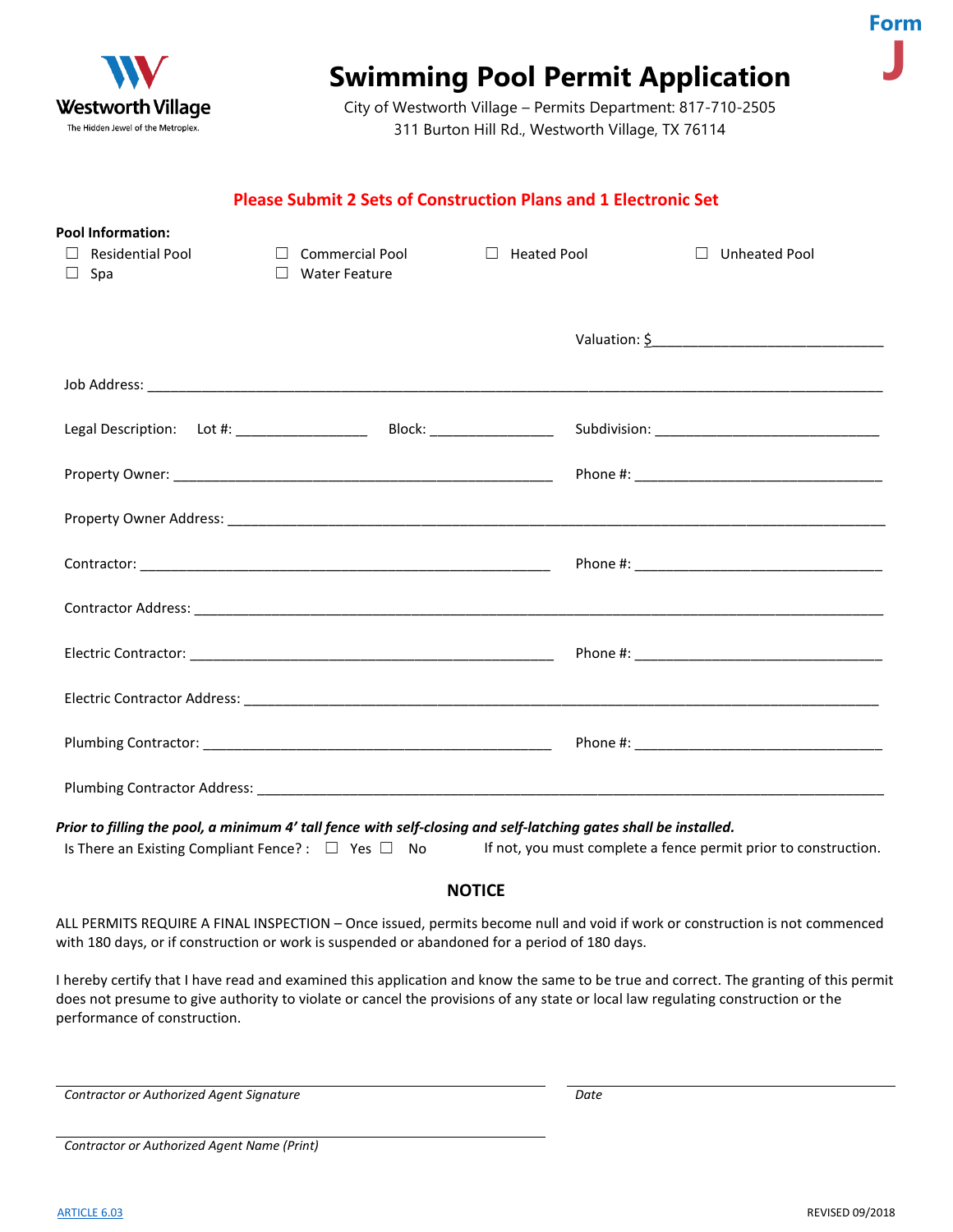Westworth Village
The Hidden Jewel of the Metroplex.

# Swimming Pool Permit Application

**Form J**

City of Westworth Village – Permits Department: 817-710-2505
311 Burton Hill Rd., Westworth Village, TX 76114

**Please Submit 2 Sets of Construction Plans and 1 Electronic Set**

**Pool Information:**

☐ Residential Pool ☐ Commercial Pool ☐ Heated Pool ☐ Unheated Pool
☐ Spa ☐ Water Feature

Valuation: $______________________________

Job Address: ______________________________________________________________________

Legal Description: Lot #: _________________ Block: ________________ Subdivision: ______________________________

Property Owner: __________________________________________________ Phone #: ________________________________

Property Owner Address: _________________________________________________________________

Contractor: ______________________________________________________ Phone #: ________________________________

Contractor Address: ______________________________________________________________________

Electric Contractor: _______________________________________________ Phone #: ________________________________

Electric Contractor Address: ________________________________________________________________

Plumbing Contractor: _____________________________________________ Phone #: ________________________________

Plumbing Contractor Address: _______________________________________________________________

***Prior to filling the pool, a minimum 4' tall fence with self-closing and self-latching gates shall be installed.***

Is There an Existing Compliant Fence? : ☐ Yes ☐ No If not, you must complete a fence permit prior to construction.

## NOTICE

ALL PERMITS REQUIRE A FINAL INSPECTION – Once issued, permits become null and void if work or construction is not commenced with 180 days, or if construction or work is suspended or abandoned for a period of 180 days.

I hereby certify that I have read and examined this application and know the same to be true and correct. The granting of this permit does not presume to give authority to violate or cancel the provisions of any state or local law regulating construction or the performance of construction.

_________________________________________________ _______________________________
*Contractor or Authorized Agent Signature* *Date*

_________________________________________________
*Contractor or Authorized Agent Name (Print)*

ARTICLE 6.03 REVISED 09/2018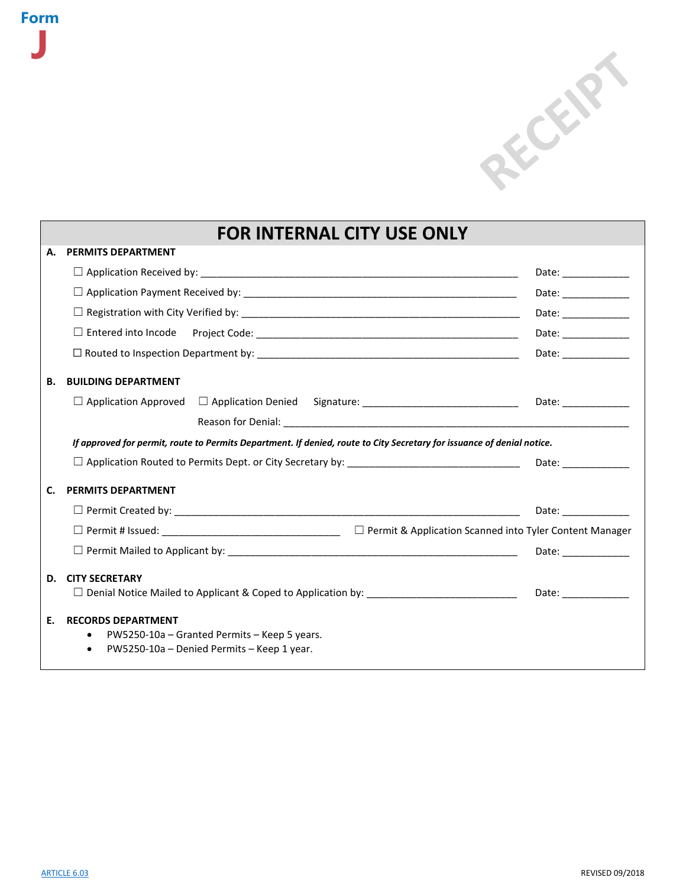Form

J

RECEIPT

## FOR INTERNAL CITY USE ONLY

**A. PERMITS DEPARTMENT**

☐ Application Received by: ______________________________ Date: ____________

☐ Application Payment Received by: ______________________________ Date: ____________

☐ Registration with City Verified by: ______________________________ Date: ____________

☐ Entered into Incode    Project Code: ______________________________ Date: ____________

☐ Routed to Inspection Department by: ______________________________ Date: ____________

**B. BUILDING DEPARTMENT**

☐ Application Approved  ☐ Application Denied  Signature: ______________________________ Date: ____________

Reason for Denial: ______________________________

***If approved for permit, route to Permits Department. If denied, route to City Secretary for issuance of denial notice.***

☐ Application Routed to Permits Dept. or City Secretary by: ______________________________ Date: ____________

**C. PERMITS DEPARTMENT**

☐ Permit Created by: ______________________________ Date: ____________

☐ Permit # Issued: ______________________________ ☐ Permit & Application Scanned into Tyler Content Manager

☐ Permit Mailed to Applicant by: ______________________________ Date: ____________

**D. CITY SECRETARY**

☐ Denial Notice Mailed to Applicant & Coped to Application by: ______________________________ Date: ____________

**E. RECORDS DEPARTMENT**

- PW5250-10a – Granted Permits – Keep 5 years.
- PW5250-10a – Denied Permits – Keep 1 year.

ARTICLE 6.03

REVISED 09/2018